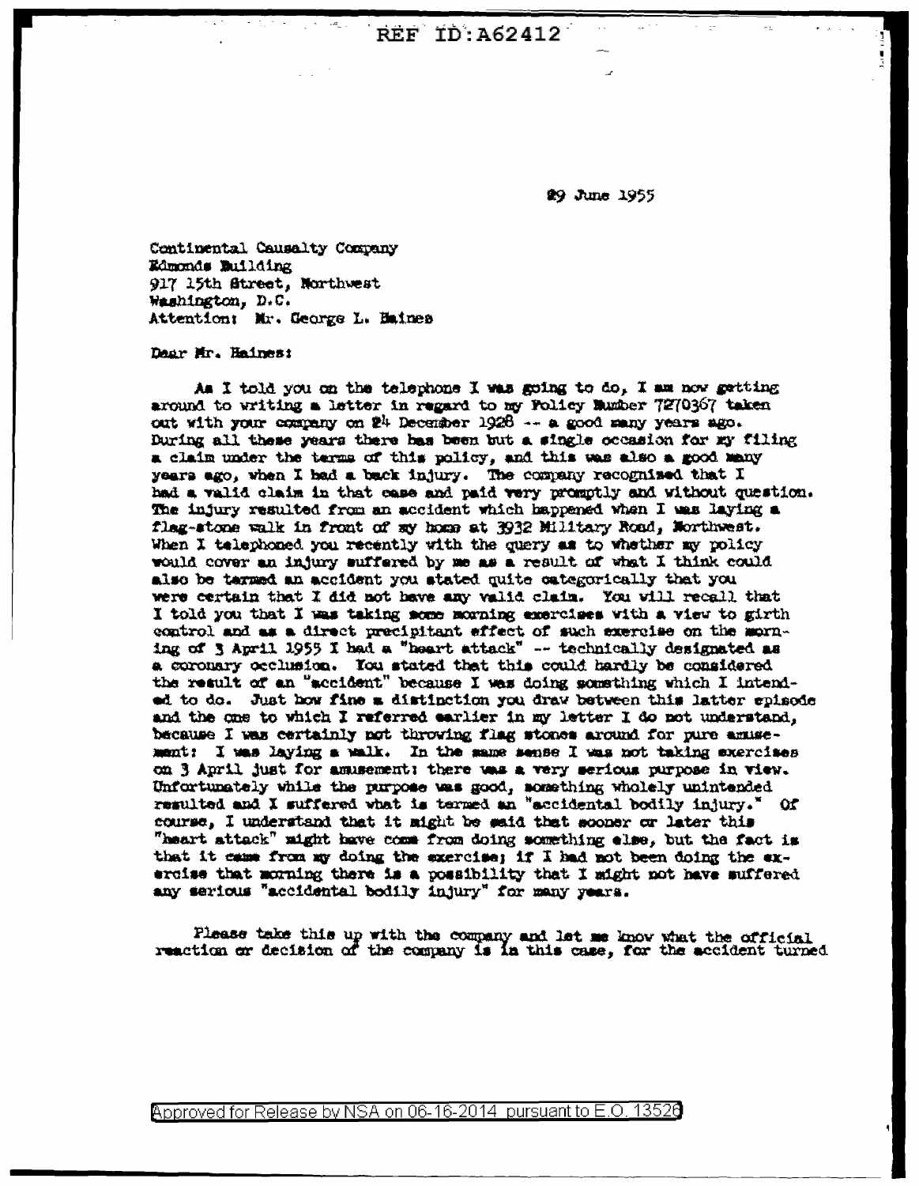REF ID:A62412

29 June 1955

Continental Casualty Company
Edmonds Building
917 15th Street, Northwest
Washington, D.C.
Attention: Mr. George L. Haines

Dear Mr. Haines:

As I told you on the telephone I was going to do, I am now getting around to writing a letter in regard to my Policy Number 7270367 taken out with your company on 24 December 1928 -- a good many years ago. During all these years there has been but a single occasion for my filing a claim under the terms of this policy, and this was also a good many years ago, when I had a back injury. The company recognized that I had a valid claim in that case and paid very promptly and without question. The injury resulted from an accident which happened when I was laying a flag-stone walk in front of my home at 3932 Military Road, Northwest. When I telephoned you recently with the query as to whether my policy would cover an injury suffered by me as a result of what I think could also be termed an accident you stated quite categorically that you were certain that I did not have any valid claim. You will recall that I told you that I was taking some morning exercises with a view to girth control and as a direct precipitant effect of such exercise on the morning of 3 April 1955 I had a "heart attack" -- technically designated as a coronary occlusion. You stated that this could hardly be considered the result of an "accident" because I was doing something which I intended to do. Just how fine a distinction you draw between this latter episode and the one to which I referred earlier in my letter I do not understand, because I was certainly not throwing flag stones around for pure amusement: I was laying a walk. In the same sense I was not taking exercises on 3 April just for amusement: there was a very serious purpose in view. Unfortunately while the purpose was good, something wholely unintended resulted and I suffered what is termed an "accidental bodily injury." Of course, I understand that it might be said that sooner or later this "heart attack" might have come from doing something else, but the fact is that it came from my doing the exercise; if I had not been doing the exercise that morning there is a possibility that I might not have suffered any serious "accidental bodily injury" for many years.

Please take this up with the company and let me know what the official reaction or decision of the company is in this case, for the accident turned

Approved for Release by NSA on 06-16-2014 pursuant to E.O. 13526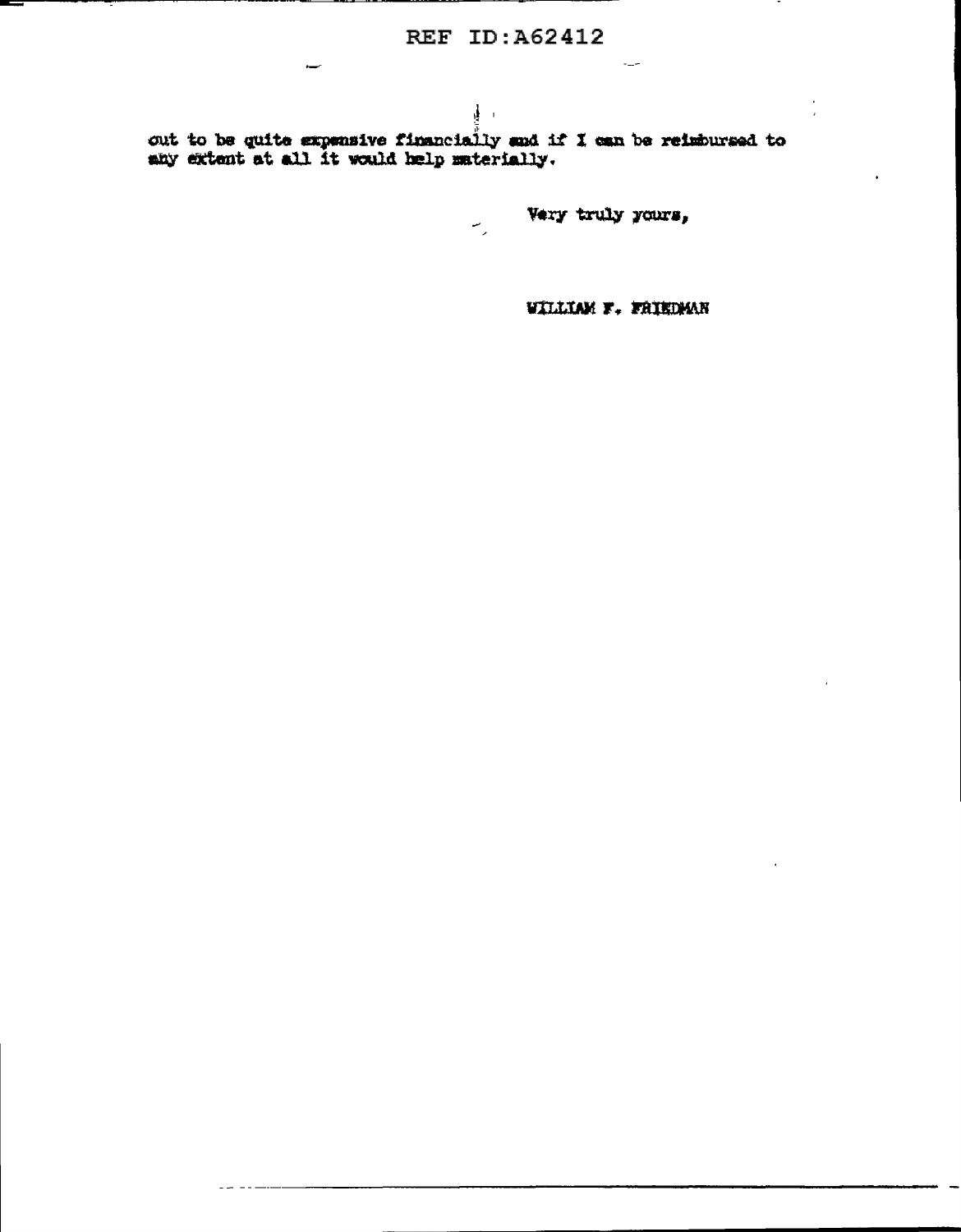out to be quite expensive financially and if I can be reimbursed to any extent at all it would help materially.

Very truly yours,

WILLIAM F. FRIEDMAN